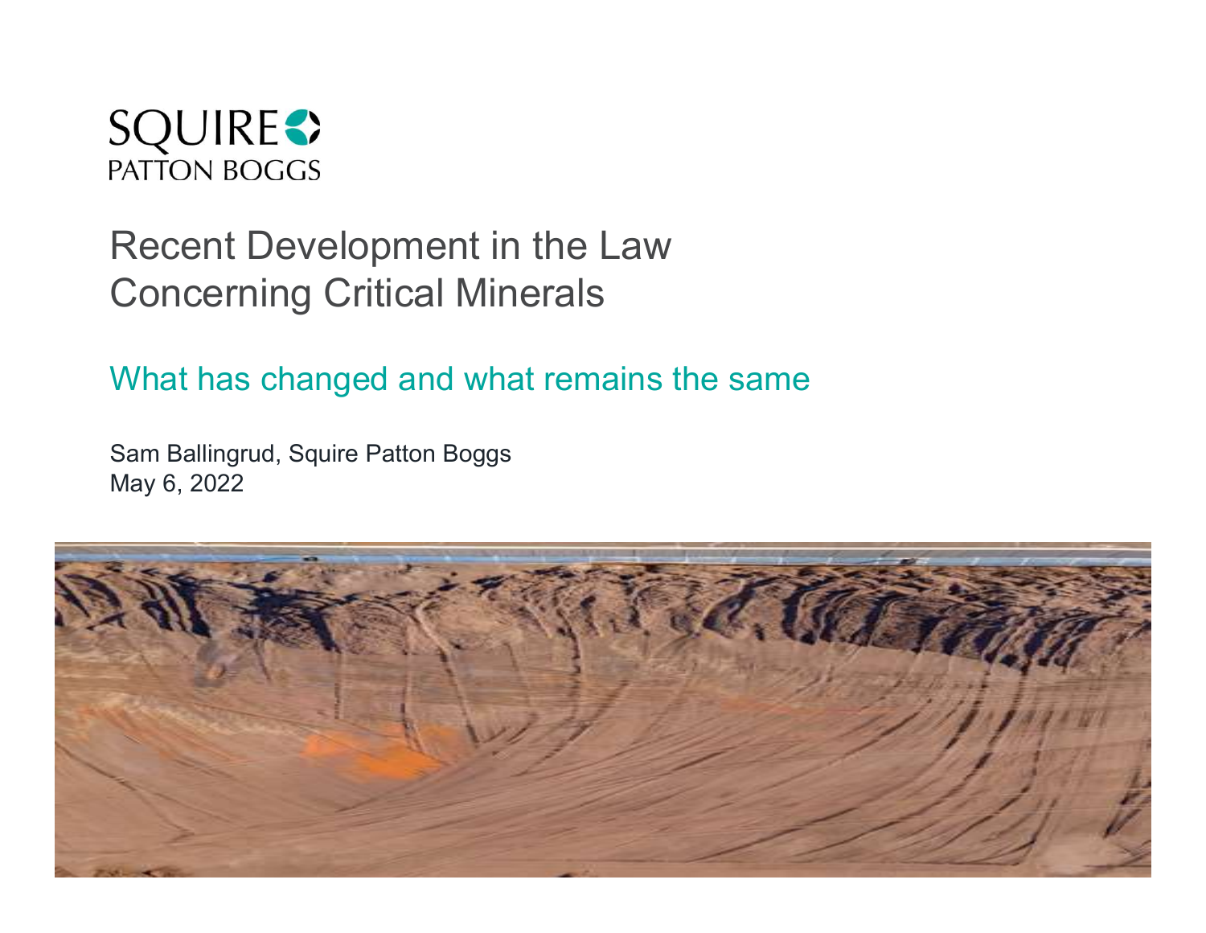SQUIRE PATTON BOGGS

# Recent Development in the Law Concerning Critical Minerals

## What has changed and what remains the same

Sam Ballingrud, Squire Patton Boggs
May 6, 2022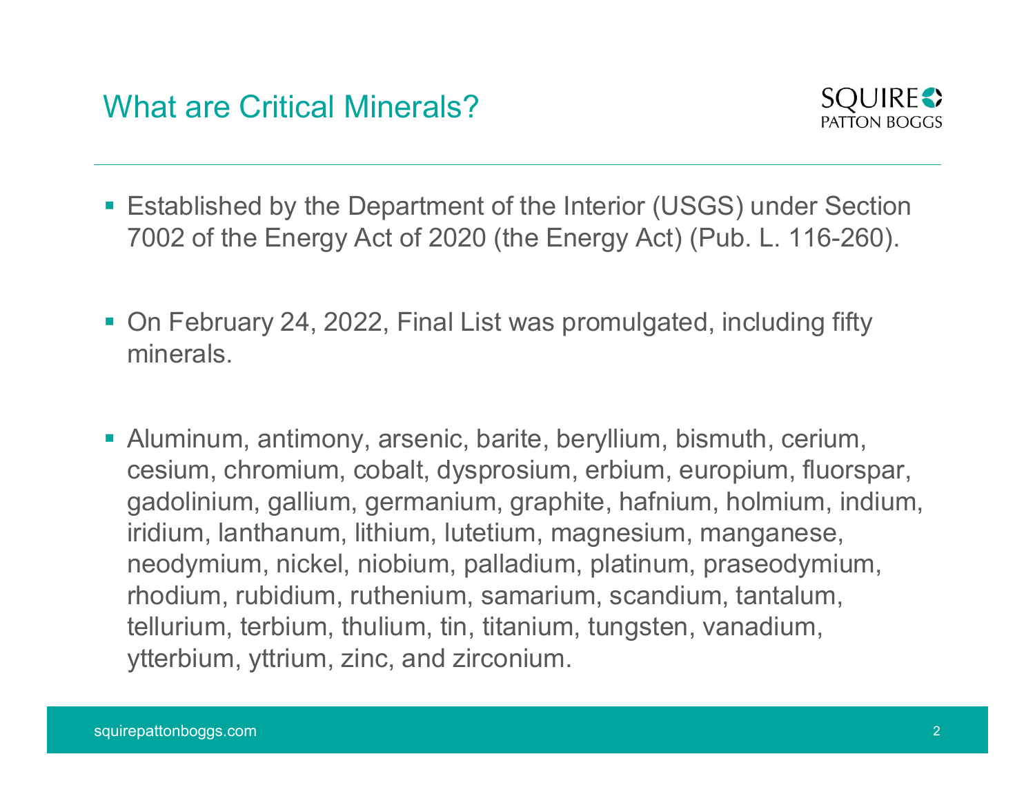## What are Critical Minerals?

- Established by the Department of the Interior (USGS) under Section 7002 of the Energy Act of 2020 (the Energy Act) (Pub. L. 116-260).

- On February 24, 2022, Final List was promulgated, including fifty minerals.

- Aluminum, antimony, arsenic, barite, beryllium, bismuth, cerium, cesium, chromium, cobalt, dysprosium, erbium, europium, fluorspar, gadolinium, gallium, germanium, graphite, hafnium, holmium, indium, iridium, lanthanum, lithium, lutetium, magnesium, manganese, neodymium, nickel, niobium, palladium, platinum, praseodymium, rhodium, rubidium, ruthenium, samarium, scandium, tantalum, tellurium, terbium, thulium, tin, titanium, tungsten, vanadium, ytterbium, yttrium, zinc, and zirconium.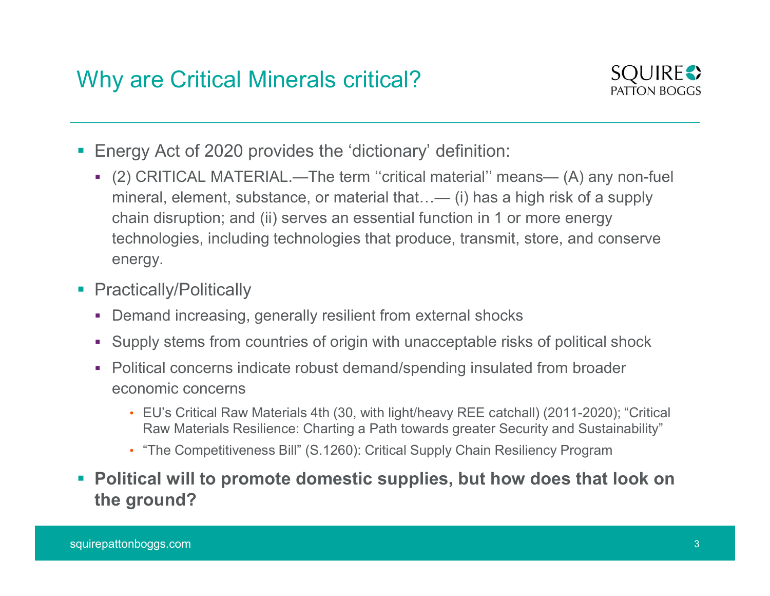# Why are Critical Minerals critical?

- Energy Act of 2020 provides the 'dictionary' definition:
  - (2) CRITICAL MATERIAL.—The term ''critical material'' means— (A) any non-fuel mineral, element, substance, or material that…— (i) has a high risk of a supply chain disruption; and (ii) serves an essential function in 1 or more energy technologies, including technologies that produce, transmit, store, and conserve energy.
- Practically/Politically
  - Demand increasing, generally resilient from external shocks
  - Supply stems from countries of origin with unacceptable risks of political shock
  - Political concerns indicate robust demand/spending insulated from broader economic concerns
    - EU's Critical Raw Materials 4th (30, with light/heavy REE catchall) (2011-2020); "Critical Raw Materials Resilience: Charting a Path towards greater Security and Sustainability"
    - "The Competitiveness Bill" (S.1260): Critical Supply Chain Resiliency Program
- **Political will to promote domestic supplies, but how does that look on the ground?**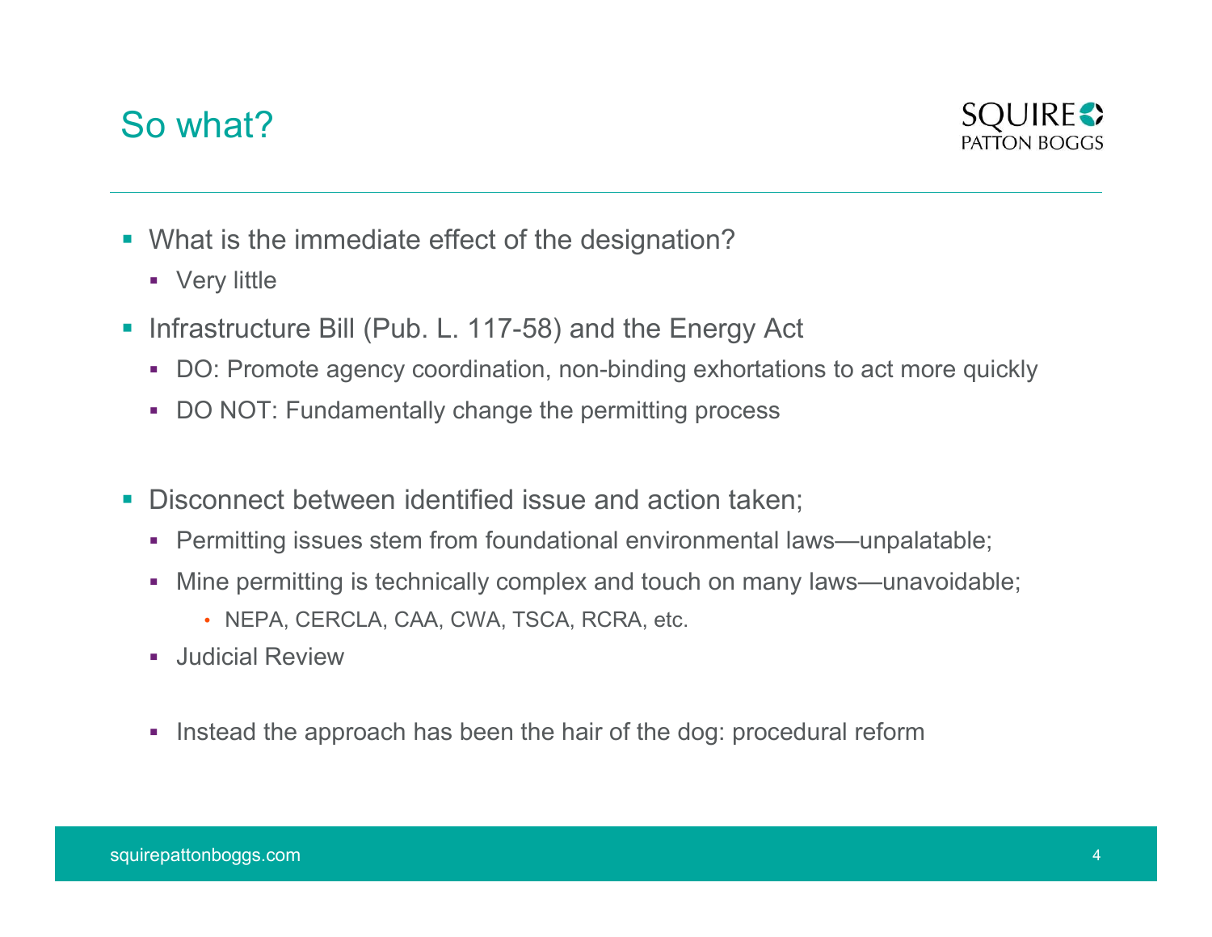# So what?

- What is the immediate effect of the designation?
  - Very little
- Infrastructure Bill (Pub. L. 117-58) and the Energy Act
  - DO: Promote agency coordination, non-binding exhortations to act more quickly
  - DO NOT: Fundamentally change the permitting process
- Disconnect between identified issue and action taken;
  - Permitting issues stem from foundational environmental laws—unpalatable;
  - Mine permitting is technically complex and touch on many laws—unavoidable;
    - NEPA, CERCLA, CAA, CWA, TSCA, RCRA, etc.
  - Judicial Review
  - Instead the approach has been the hair of the dog: procedural reform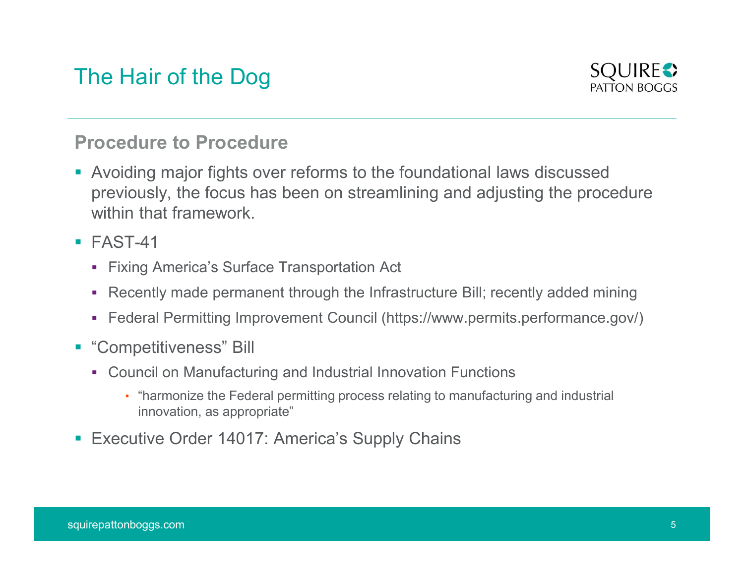# The Hair of the Dog

## Procedure to Procedure

- Avoiding major fights over reforms to the foundational laws discussed previously, the focus has been on streamlining and adjusting the procedure within that framework.
- FAST-41
  - Fixing America's Surface Transportation Act
  - Recently made permanent through the Infrastructure Bill; recently added mining
  - Federal Permitting Improvement Council (https://www.permits.performance.gov/)
- "Competitiveness" Bill
  - Council on Manufacturing and Industrial Innovation Functions
    - "harmonize the Federal permitting process relating to manufacturing and industrial innovation, as appropriate"
- Executive Order 14017: America's Supply Chains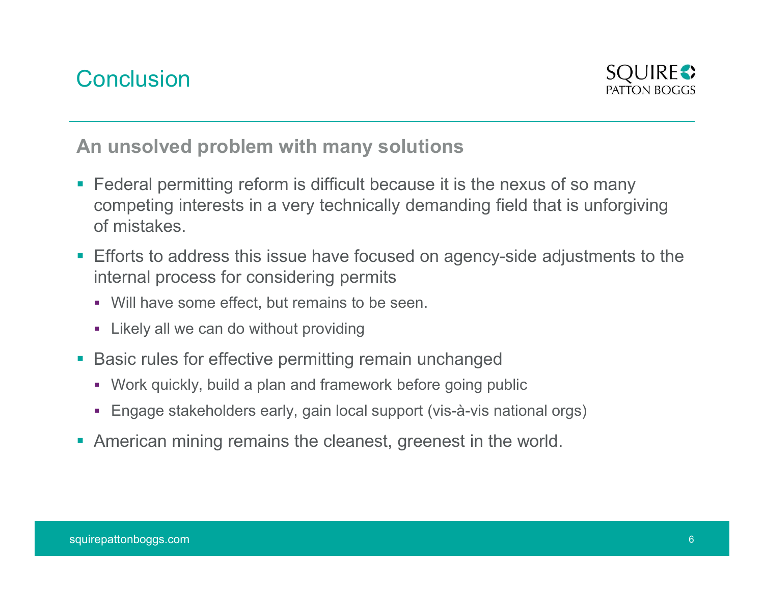# Conclusion

## An unsolved problem with many solutions

- Federal permitting reform is difficult because it is the nexus of so many competing interests in a very technically demanding field that is unforgiving of mistakes.
- Efforts to address this issue have focused on agency-side adjustments to the internal process for considering permits
  - Will have some effect, but remains to be seen.
  - Likely all we can do without providing
- Basic rules for effective permitting remain unchanged
  - Work quickly, build a plan and framework before going public
  - Engage stakeholders early, gain local support (vis-à-vis national orgs)
- American mining remains the cleanest, greenest in the world.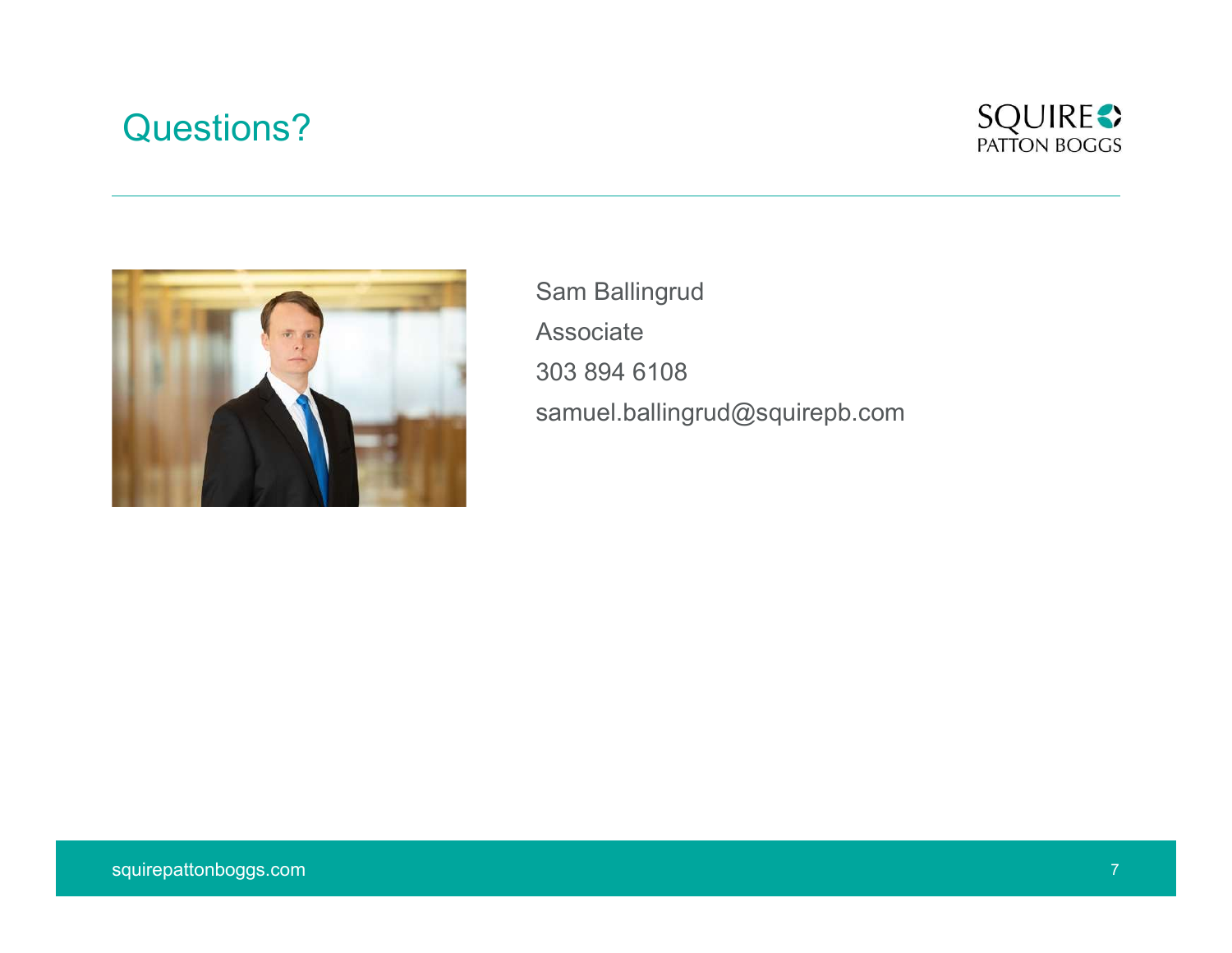# Questions?

Sam Ballingrud

Associate

303 894 6108

samuel.ballingrud@squirepb.com